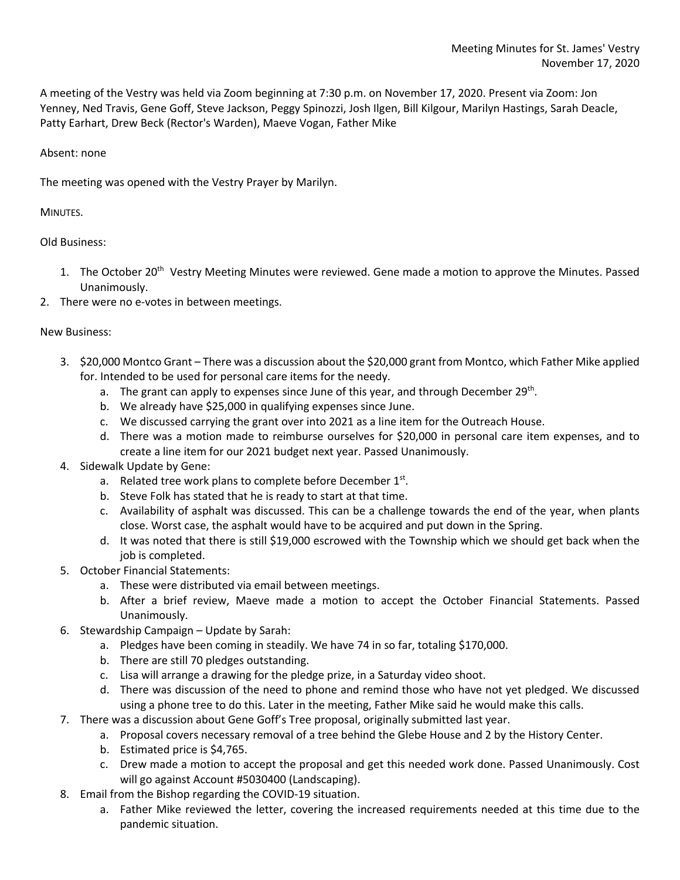Meeting Minutes for St. James' Vestry
November 17, 2020

A meeting of the Vestry was held via Zoom beginning at 7:30 p.m. on November 17, 2020. Present via Zoom: Jon Yenney, Ned Travis, Gene Goff, Steve Jackson, Peggy Spinozzi, Josh Ilgen, Bill Kilgour, Marilyn Hastings, Sarah Deacle, Patty Earhart, Drew Beck (Rector's Warden), Maeve Vogan, Father Mike

Absent: none

The meeting was opened with the Vestry Prayer by Marilyn.

MINUTES.

Old Business:

1. The October 20th Vestry Meeting Minutes were reviewed. Gene made a motion to approve the Minutes. Passed Unanimously.
2. There were no e-votes in between meetings.

New Business:

3. $20,000 Montco Grant – There was a discussion about the $20,000 grant from Montco, which Father Mike applied for. Intended to be used for personal care items for the needy.
   a. The grant can apply to expenses since June of this year, and through December 29th.
   b. We already have $25,000 in qualifying expenses since June.
   c. We discussed carrying the grant over into 2021 as a line item for the Outreach House.
   d. There was a motion made to reimburse ourselves for $20,000 in personal care item expenses, and to create a line item for our 2021 budget next year. Passed Unanimously.
4. Sidewalk Update by Gene:
   a. Related tree work plans to complete before December 1st.
   b. Steve Folk has stated that he is ready to start at that time.
   c. Availability of asphalt was discussed. This can be a challenge towards the end of the year, when plants close. Worst case, the asphalt would have to be acquired and put down in the Spring.
   d. It was noted that there is still $19,000 escrowed with the Township which we should get back when the job is completed.
5. October Financial Statements:
   a. These were distributed via email between meetings.
   b. After a brief review, Maeve made a motion to accept the October Financial Statements. Passed Unanimously.
6. Stewardship Campaign – Update by Sarah:
   a. Pledges have been coming in steadily. We have 74 in so far, totaling $170,000.
   b. There are still 70 pledges outstanding.
   c. Lisa will arrange a drawing for the pledge prize, in a Saturday video shoot.
   d. There was discussion of the need to phone and remind those who have not yet pledged. We discussed using a phone tree to do this. Later in the meeting, Father Mike said he would make this calls.
7. There was a discussion about Gene Goff's Tree proposal, originally submitted last year.
   a. Proposal covers necessary removal of a tree behind the Glebe House and 2 by the History Center.
   b. Estimated price is $4,765.
   c. Drew made a motion to accept the proposal and get this needed work done. Passed Unanimously. Cost will go against Account #5030400 (Landscaping).
8. Email from the Bishop regarding the COVID-19 situation.
   a. Father Mike reviewed the letter, covering the increased requirements needed at this time due to the pandemic situation.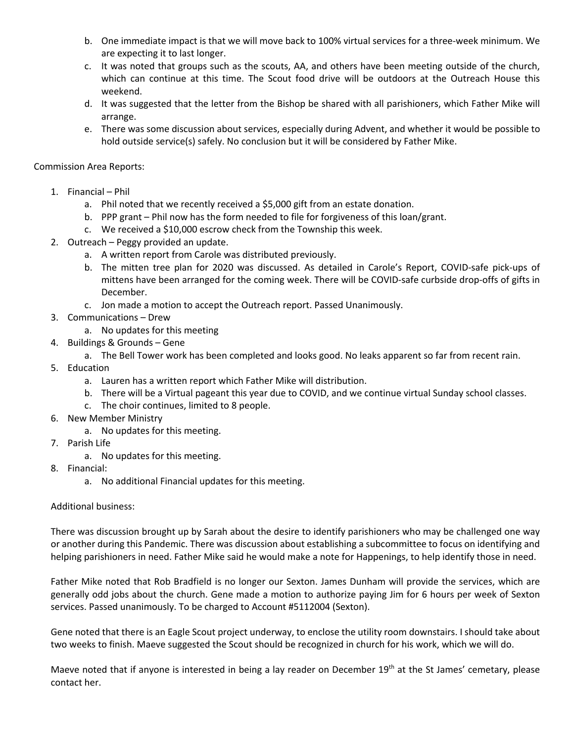b. One immediate impact is that we will move back to 100% virtual services for a three-week minimum. We are expecting it to last longer.
c. It was noted that groups such as the scouts, AA, and others have been meeting outside of the church, which can continue at this time. The Scout food drive will be outdoors at the Outreach House this weekend.
d. It was suggested that the letter from the Bishop be shared with all parishioners, which Father Mike will arrange.
e. There was some discussion about services, especially during Advent, and whether it would be possible to hold outside service(s) safely. No conclusion but it will be considered by Father Mike.

Commission Area Reports:

1. Financial – Phil
   a. Phil noted that we recently received a $5,000 gift from an estate donation.
   b. PPP grant – Phil now has the form needed to file for forgiveness of this loan/grant.
   c. We received a $10,000 escrow check from the Township this week.
2. Outreach – Peggy provided an update.
   a. A written report from Carole was distributed previously.
   b. The mitten tree plan for 2020 was discussed. As detailed in Carole's Report, COVID-safe pick-ups of mittens have been arranged for the coming week. There will be COVID-safe curbside drop-offs of gifts in December.
   c. Jon made a motion to accept the Outreach report. Passed Unanimously.
3. Communications – Drew
   a. No updates for this meeting
4. Buildings & Grounds – Gene
   a. The Bell Tower work has been completed and looks good. No leaks apparent so far from recent rain.
5. Education
   a. Lauren has a written report which Father Mike will distribution.
   b. There will be a Virtual pageant this year due to COVID, and we continue virtual Sunday school classes.
   c. The choir continues, limited to 8 people.
6. New Member Ministry
   a. No updates for this meeting.
7. Parish Life
   a. No updates for this meeting.
8. Financial:
   a. No additional Financial updates for this meeting.

Additional business:

There was discussion brought up by Sarah about the desire to identify parishioners who may be challenged one way or another during this Pandemic. There was discussion about establishing a subcommittee to focus on identifying and helping parishioners in need. Father Mike said he would make a note for Happenings, to help identify those in need.

Father Mike noted that Rob Bradfield is no longer our Sexton. James Dunham will provide the services, which are generally odd jobs about the church. Gene made a motion to authorize paying Jim for 6 hours per week of Sexton services. Passed unanimously. To be charged to Account #5112004 (Sexton).

Gene noted that there is an Eagle Scout project underway, to enclose the utility room downstairs. I should take about two weeks to finish. Maeve suggested the Scout should be recognized in church for his work, which we will do.

Maeve noted that if anyone is interested in being a lay reader on December 19th at the St James' cemetary, please contact her.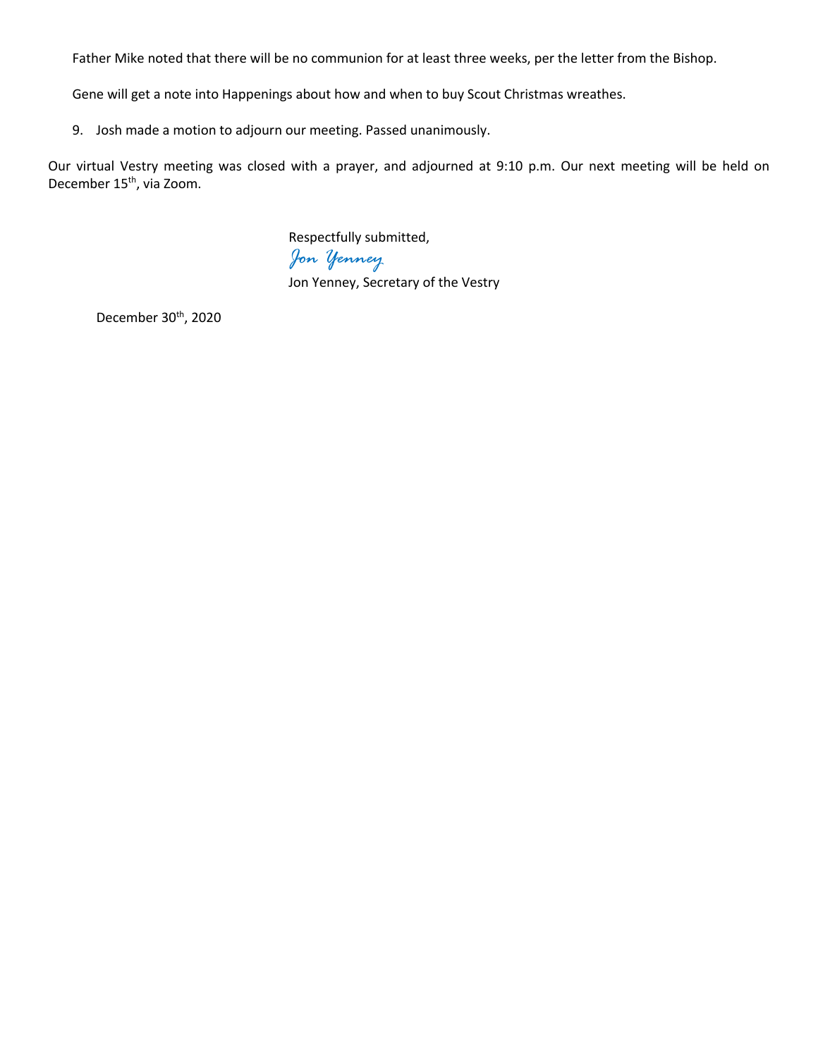Father Mike noted that there will be no communion for at least three weeks, per the letter from the Bishop.

Gene will get a note into Happenings about how and when to buy Scout Christmas wreathes.

9. Josh made a motion to adjourn our meeting. Passed unanimously.

Our virtual Vestry meeting was closed with a prayer, and adjourned at 9:10 p.m. Our next meeting will be held on December 15th, via Zoom.

Respectfully submitted,

*Jon Yenney*

Jon Yenney, Secretary of the Vestry

December 30th, 2020